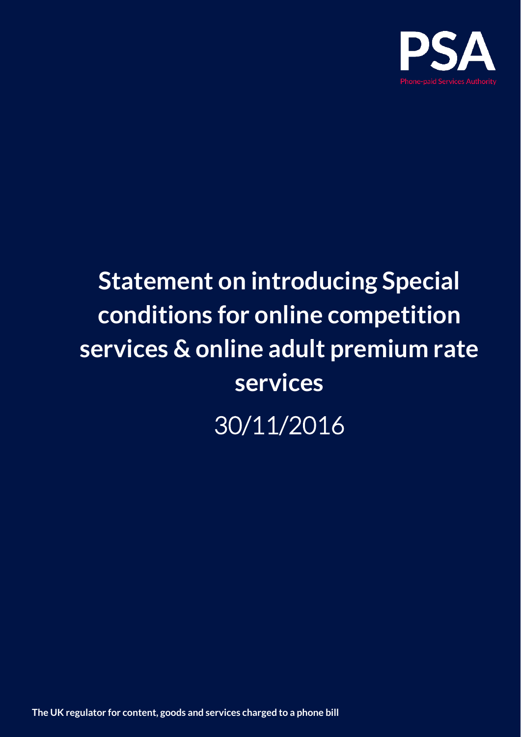PSA

Phone-paid Services Authority

# Statement on introducing Special conditions for online competition services & online adult premium rate services

30/11/2016

**The UK regulator for content, goods and services charged to a phone bill**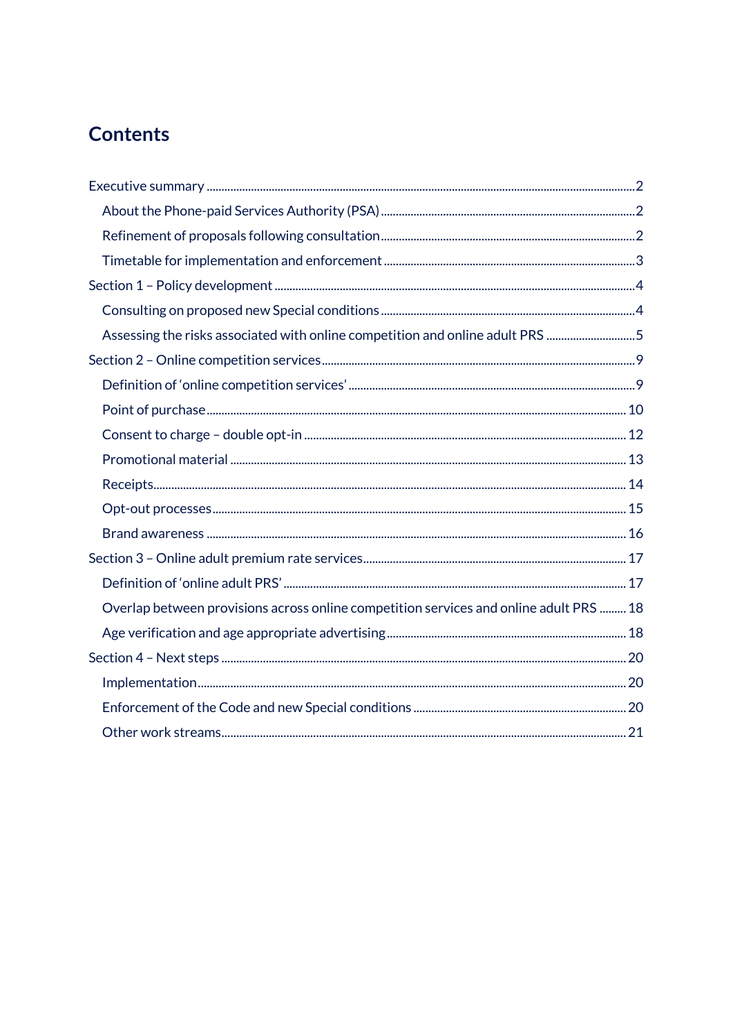# Contents

Executive summary ..... 2

- About the Phone-paid Services Authority (PSA) ..... 2
- Refinement of proposals following consultation ..... 2
- Timetable for implementation and enforcement ..... 3

Section 1 – Policy development ..... 4

- Consulting on proposed new Special conditions ..... 4
- Assessing the risks associated with online competition and online adult PRS ..... 5

Section 2 – Online competition services ..... 9

- Definition of 'online competition services' ..... 9
- Point of purchase ..... 10
- Consent to charge – double opt-in ..... 12
- Promotional material ..... 13
- Receipts ..... 14
- Opt-out processes ..... 15
- Brand awareness ..... 16

Section 3 – Online adult premium rate services ..... 17

- Definition of 'online adult PRS' ..... 17
- Overlap between provisions across online competition services and online adult PRS ..... 18
- Age verification and age appropriate advertising ..... 18

Section 4 – Next steps ..... 20

- Implementation ..... 20
- Enforcement of the Code and new Special conditions ..... 20
- Other work streams ..... 21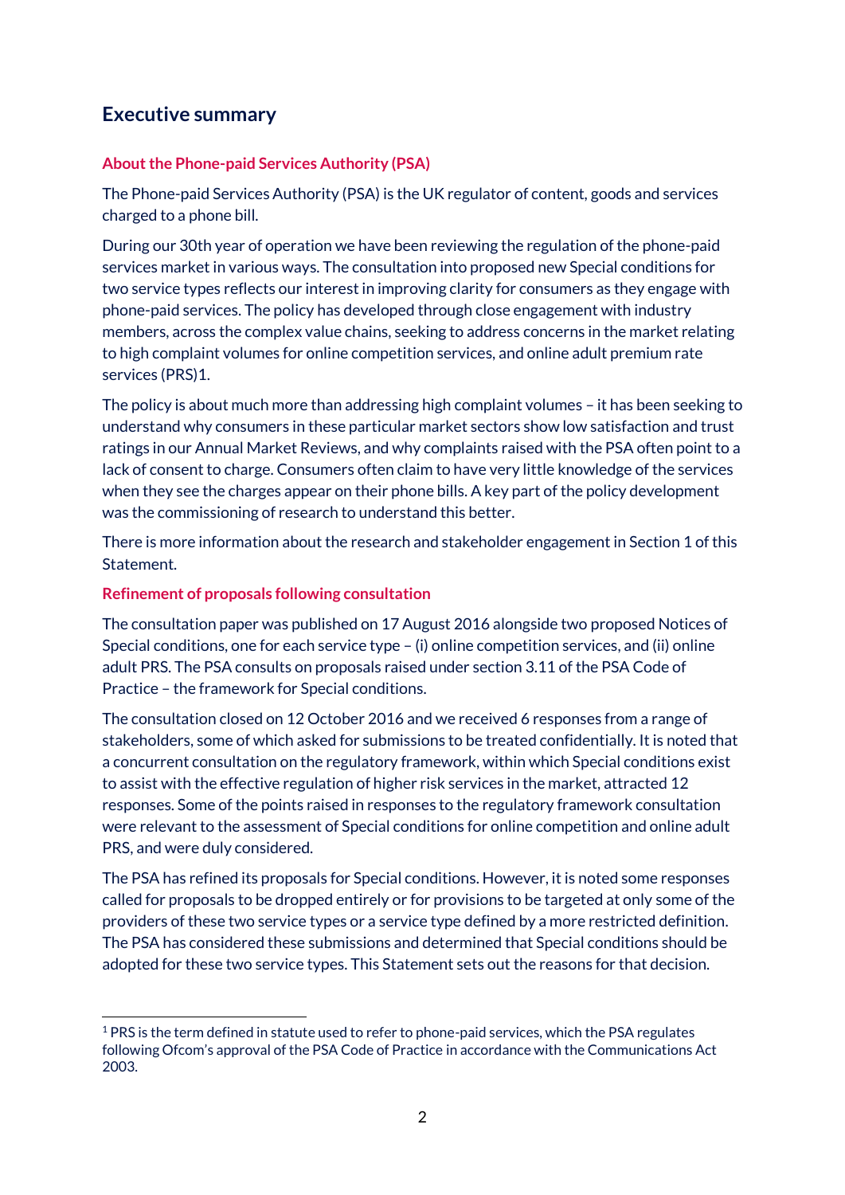## Executive summary

### About the Phone-paid Services Authority (PSA)

The Phone-paid Services Authority (PSA) is the UK regulator of content, goods and services charged to a phone bill.

During our 30th year of operation we have been reviewing the regulation of the phone-paid services market in various ways. The consultation into proposed new Special conditions for two service types reflects our interest in improving clarity for consumers as they engage with phone-paid services. The policy has developed through close engagement with industry members, across the complex value chains, seeking to address concerns in the market relating to high complaint volumes for online competition services, and online adult premium rate services (PRS)[1].

The policy is about much more than addressing high complaint volumes – it has been seeking to understand why consumers in these particular market sectors show low satisfaction and trust ratings in our Annual Market Reviews, and why complaints raised with the PSA often point to a lack of consent to charge. Consumers often claim to have very little knowledge of the services when they see the charges appear on their phone bills. A key part of the policy development was the commissioning of research to understand this better.

There is more information about the research and stakeholder engagement in Section 1 of this Statement.

### Refinement of proposals following consultation

The consultation paper was published on 17 August 2016 alongside two proposed Notices of Special conditions, one for each service type – (i) online competition services, and (ii) online adult PRS. The PSA consults on proposals raised under section 3.11 of the PSA Code of Practice – the framework for Special conditions.

The consultation closed on 12 October 2016 and we received 6 responses from a range of stakeholders, some of which asked for submissions to be treated confidentially. It is noted that a concurrent consultation on the regulatory framework, within which Special conditions exist to assist with the effective regulation of higher risk services in the market, attracted 12 responses. Some of the points raised in responses to the regulatory framework consultation were relevant to the assessment of Special conditions for online competition and online adult PRS, and were duly considered.

The PSA has refined its proposals for Special conditions. However, it is noted some responses called for proposals to be dropped entirely or for provisions to be targeted at only some of the providers of these two service types or a service type defined by a more restricted definition. The PSA has considered these submissions and determined that Special conditions should be adopted for these two service types. This Statement sets out the reasons for that decision.

---

[1] PRS is the term defined in statute used to refer to phone-paid services, which the PSA regulates following Ofcom's approval of the PSA Code of Practice in accordance with the Communications Act 2003.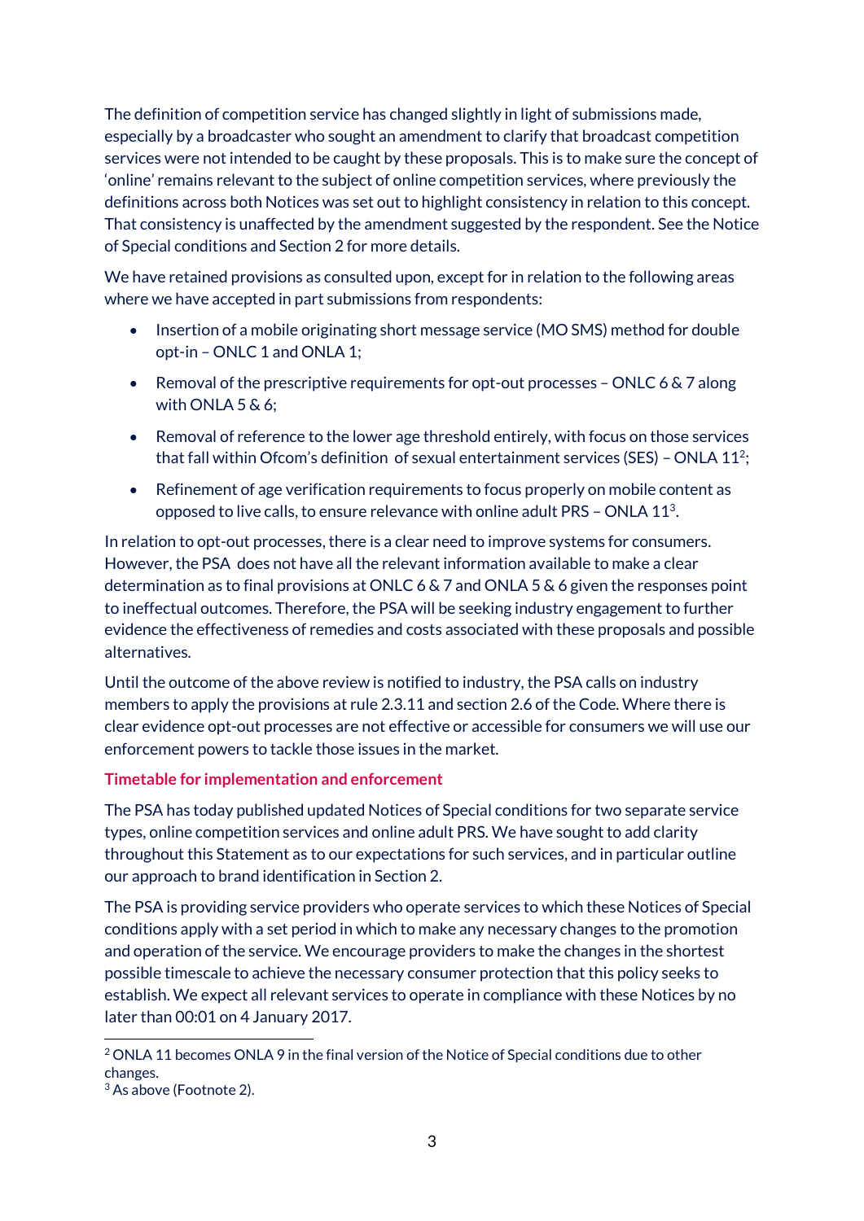The definition of competition service has changed slightly in light of submissions made, especially by a broadcaster who sought an amendment to clarify that broadcast competition services were not intended to be caught by these proposals. This is to make sure the concept of 'online' remains relevant to the subject of online competition services, where previously the definitions across both Notices was set out to highlight consistency in relation to this concept. That consistency is unaffected by the amendment suggested by the respondent. See the Notice of Special conditions and Section 2 for more details.

We have retained provisions as consulted upon, except for in relation to the following areas where we have accepted in part submissions from respondents:

- Insertion of a mobile originating short message service (MO SMS) method for double opt-in – ONLC 1 and ONLA 1;
- Removal of the prescriptive requirements for opt-out processes – ONLC 6 & 7 along with ONLA 5 & 6;
- Removal of reference to the lower age threshold entirely, with focus on those services that fall within Ofcom's definition of sexual entertainment services (SES) – ONLA 11[2];
- Refinement of age verification requirements to focus properly on mobile content as opposed to live calls, to ensure relevance with online adult PRS – ONLA 11[3].

In relation to opt-out processes, there is a clear need to improve systems for consumers. However, the PSA does not have all the relevant information available to make a clear determination as to final provisions at ONLC 6 & 7 and ONLA 5 & 6 given the responses point to ineffectual outcomes. Therefore, the PSA will be seeking industry engagement to further evidence the effectiveness of remedies and costs associated with these proposals and possible alternatives.

Until the outcome of the above review is notified to industry, the PSA calls on industry members to apply the provisions at rule 2.3.11 and section 2.6 of the Code. Where there is clear evidence opt-out processes are not effective or accessible for consumers we will use our enforcement powers to tackle those issues in the market.

### Timetable for implementation and enforcement

The PSA has today published updated Notices of Special conditions for two separate service types, online competition services and online adult PRS. We have sought to add clarity throughout this Statement as to our expectations for such services, and in particular outline our approach to brand identification in Section 2.

The PSA is providing service providers who operate services to which these Notices of Special conditions apply with a set period in which to make any necessary changes to the promotion and operation of the service. We encourage providers to make the changes in the shortest possible timescale to achieve the necessary consumer protection that this policy seeks to establish. We expect all relevant services to operate in compliance with these Notices by no later than 00:01 on 4 January 2017.

[2] ONLA 11 becomes ONLA 9 in the final version of the Notice of Special conditions due to other changes.

[3] As above (Footnote 2).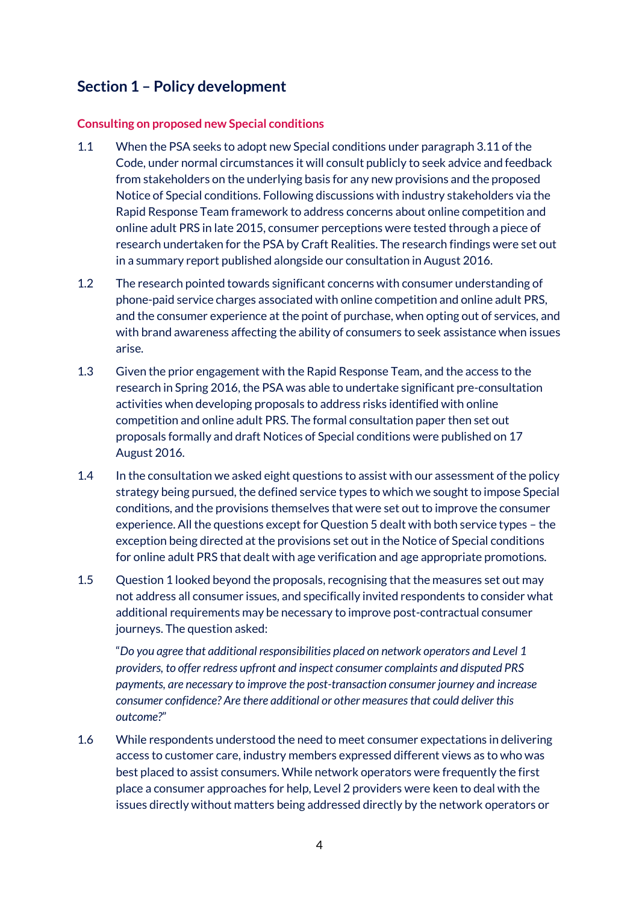## Section 1 – Policy development

### Consulting on proposed new Special conditions

1.1 When the PSA seeks to adopt new Special conditions under paragraph 3.11 of the Code, under normal circumstances it will consult publicly to seek advice and feedback from stakeholders on the underlying basis for any new provisions and the proposed Notice of Special conditions. Following discussions with industry stakeholders via the Rapid Response Team framework to address concerns about online competition and online adult PRS in late 2015, consumer perceptions were tested through a piece of research undertaken for the PSA by Craft Realities. The research findings were set out in a summary report published alongside our consultation in August 2016.

1.2 The research pointed towards significant concerns with consumer understanding of phone-paid service charges associated with online competition and online adult PRS, and the consumer experience at the point of purchase, when opting out of services, and with brand awareness affecting the ability of consumers to seek assistance when issues arise.

1.3 Given the prior engagement with the Rapid Response Team, and the access to the research in Spring 2016, the PSA was able to undertake significant pre-consultation activities when developing proposals to address risks identified with online competition and online adult PRS. The formal consultation paper then set out proposals formally and draft Notices of Special conditions were published on 17 August 2016.

1.4 In the consultation we asked eight questions to assist with our assessment of the policy strategy being pursued, the defined service types to which we sought to impose Special conditions, and the provisions themselves that were set out to improve the consumer experience. All the questions except for Question 5 dealt with both service types – the exception being directed at the provisions set out in the Notice of Special conditions for online adult PRS that dealt with age verification and age appropriate promotions.

1.5 Question 1 looked beyond the proposals, recognising that the measures set out may not address all consumer issues, and specifically invited respondents to consider what additional requirements may be necessary to improve post-contractual consumer journeys. The question asked:

> "*Do you agree that additional responsibilities placed on network operators and Level 1 providers, to offer redress upfront and inspect consumer complaints and disputed PRS payments, are necessary to improve the post-transaction consumer journey and increase consumer confidence? Are there additional or other measures that could deliver this outcome?*"

1.6 While respondents understood the need to meet consumer expectations in delivering access to customer care, industry members expressed different views as to who was best placed to assist consumers. While network operators were frequently the first place a consumer approaches for help, Level 2 providers were keen to deal with the issues directly without matters being addressed directly by the network operators or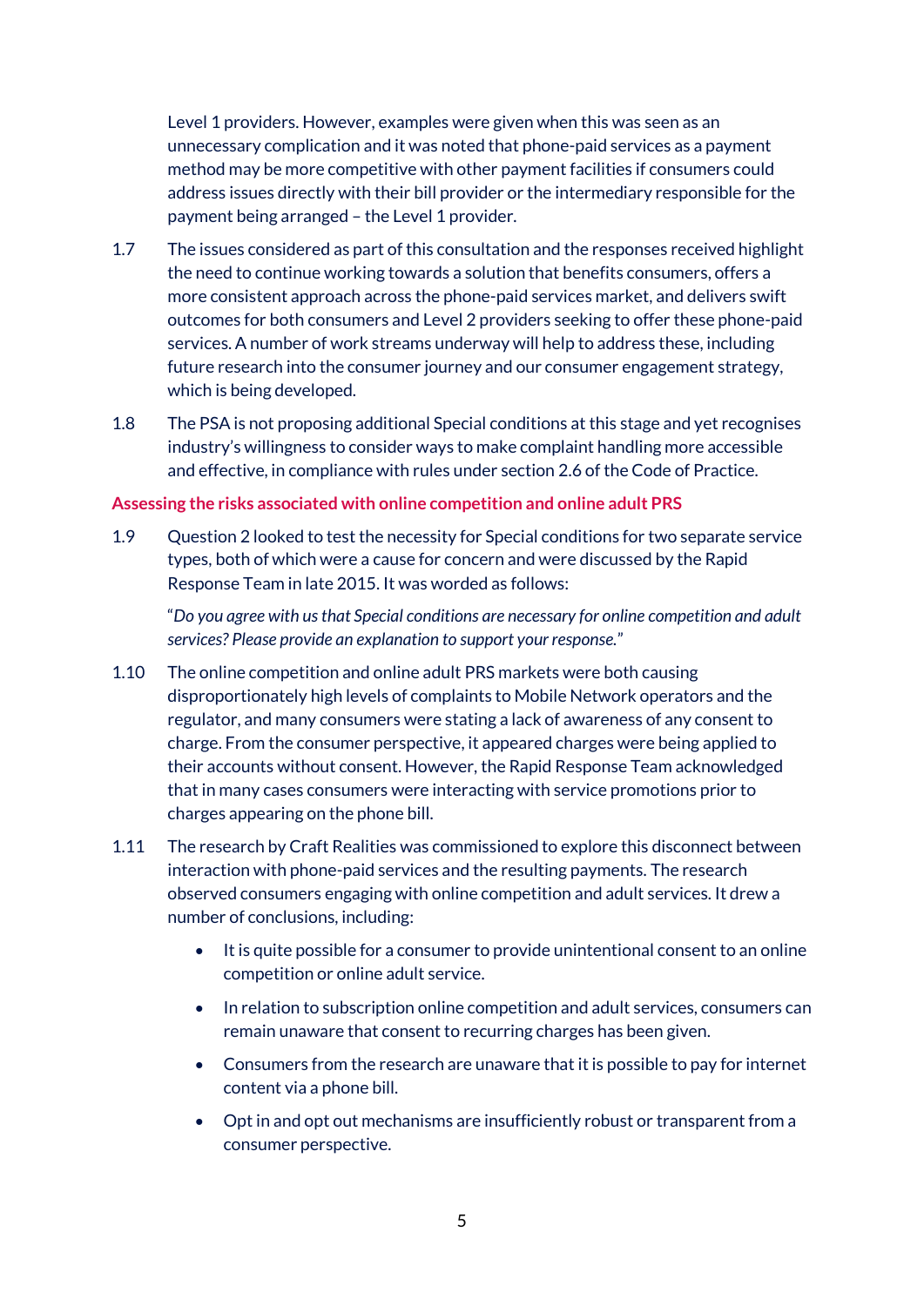Level 1 providers. However, examples were given when this was seen as an unnecessary complication and it was noted that phone-paid services as a payment method may be more competitive with other payment facilities if consumers could address issues directly with their bill provider or the intermediary responsible for the payment being arranged – the Level 1 provider.

1.7 The issues considered as part of this consultation and the responses received highlight the need to continue working towards a solution that benefits consumers, offers a more consistent approach across the phone-paid services market, and delivers swift outcomes for both consumers and Level 2 providers seeking to offer these phone-paid services. A number of work streams underway will help to address these, including future research into the consumer journey and our consumer engagement strategy, which is being developed.

1.8 The PSA is not proposing additional Special conditions at this stage and yet recognises industry's willingness to consider ways to make complaint handling more accessible and effective, in compliance with rules under section 2.6 of the Code of Practice.

### Assessing the risks associated with online competition and online adult PRS

1.9 Question 2 looked to test the necessity for Special conditions for two separate service types, both of which were a cause for concern and were discussed by the Rapid Response Team in late 2015. It was worded as follows:

"*Do you agree with us that Special conditions are necessary for online competition and adult services? Please provide an explanation to support your response.*"

1.10 The online competition and online adult PRS markets were both causing disproportionately high levels of complaints to Mobile Network operators and the regulator, and many consumers were stating a lack of awareness of any consent to charge. From the consumer perspective, it appeared charges were being applied to their accounts without consent. However, the Rapid Response Team acknowledged that in many cases consumers were interacting with service promotions prior to charges appearing on the phone bill.

1.11 The research by Craft Realities was commissioned to explore this disconnect between interaction with phone-paid services and the resulting payments. The research observed consumers engaging with online competition and adult services. It drew a number of conclusions, including:

- It is quite possible for a consumer to provide unintentional consent to an online competition or online adult service.
- In relation to subscription online competition and adult services, consumers can remain unaware that consent to recurring charges has been given.
- Consumers from the research are unaware that it is possible to pay for internet content via a phone bill.
- Opt in and opt out mechanisms are insufficiently robust or transparent from a consumer perspective.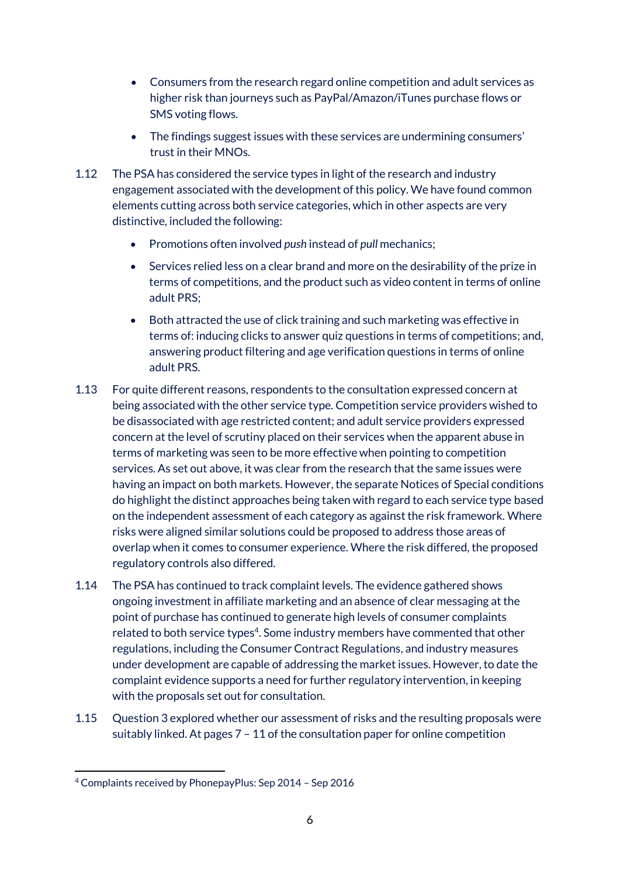- Consumers from the research regard online competition and adult services as higher risk than journeys such as PayPal/Amazon/iTunes purchase flows or SMS voting flows.
- The findings suggest issues with these services are undermining consumers' trust in their MNOs.

1.12 The PSA has considered the service types in light of the research and industry engagement associated with the development of this policy. We have found common elements cutting across both service categories, which in other aspects are very distinctive, included the following:

- Promotions often involved *push* instead of *pull* mechanics;
- Services relied less on a clear brand and more on the desirability of the prize in terms of competitions, and the product such as video content in terms of online adult PRS;
- Both attracted the use of click training and such marketing was effective in terms of: inducing clicks to answer quiz questions in terms of competitions; and, answering product filtering and age verification questions in terms of online adult PRS.

1.13 For quite different reasons, respondents to the consultation expressed concern at being associated with the other service type. Competition service providers wished to be disassociated with age restricted content; and adult service providers expressed concern at the level of scrutiny placed on their services when the apparent abuse in terms of marketing was seen to be more effective when pointing to competition services. As set out above, it was clear from the research that the same issues were having an impact on both markets. However, the separate Notices of Special conditions do highlight the distinct approaches being taken with regard to each service type based on the independent assessment of each category as against the risk framework. Where risks were aligned similar solutions could be proposed to address those areas of overlap when it comes to consumer experience. Where the risk differed, the proposed regulatory controls also differed.

1.14 The PSA has continued to track complaint levels. The evidence gathered shows ongoing investment in affiliate marketing and an absence of clear messaging at the point of purchase has continued to generate high levels of consumer complaints related to both service types[4]. Some industry members have commented that other regulations, including the Consumer Contract Regulations, and industry measures under development are capable of addressing the market issues. However, to date the complaint evidence supports a need for further regulatory intervention, in keeping with the proposals set out for consultation.

1.15 Question 3 explored whether our assessment of risks and the resulting proposals were suitably linked. At pages 7 – 11 of the consultation paper for online competition

[4] Complaints received by PhonepayPlus: Sep 2014 – Sep 2016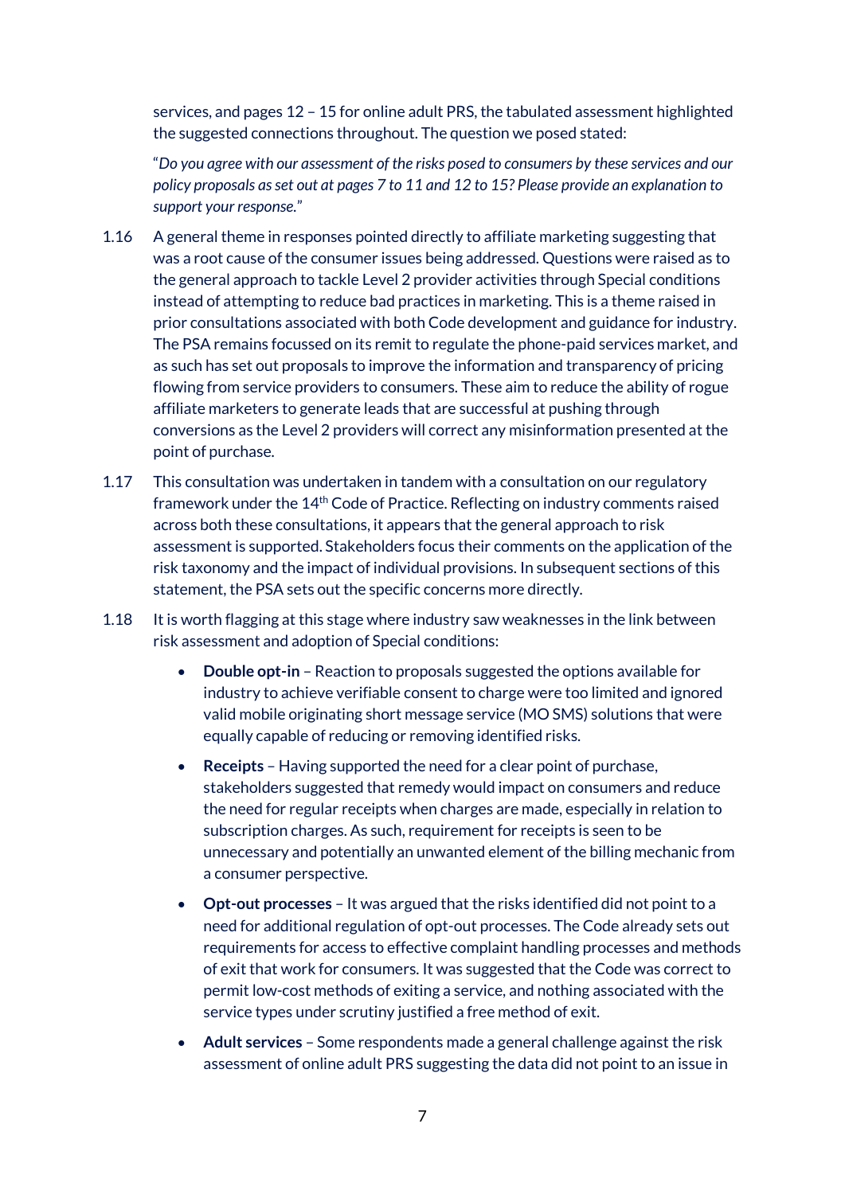services, and pages 12 – 15 for online adult PRS, the tabulated assessment highlighted the suggested connections throughout. The question we posed stated:

"*Do you agree with our assessment of the risks posed to consumers by these services and our policy proposals as set out at pages 7 to 11 and 12 to 15? Please provide an explanation to support your response.*"

1.16 A general theme in responses pointed directly to affiliate marketing suggesting that was a root cause of the consumer issues being addressed. Questions were raised as to the general approach to tackle Level 2 provider activities through Special conditions instead of attempting to reduce bad practices in marketing. This is a theme raised in prior consultations associated with both Code development and guidance for industry. The PSA remains focussed on its remit to regulate the phone-paid services market, and as such has set out proposals to improve the information and transparency of pricing flowing from service providers to consumers. These aim to reduce the ability of rogue affiliate marketers to generate leads that are successful at pushing through conversions as the Level 2 providers will correct any misinformation presented at the point of purchase.

1.17 This consultation was undertaken in tandem with a consultation on our regulatory framework under the 14th Code of Practice. Reflecting on industry comments raised across both these consultations, it appears that the general approach to risk assessment is supported. Stakeholders focus their comments on the application of the risk taxonomy and the impact of individual provisions. In subsequent sections of this statement, the PSA sets out the specific concerns more directly.

1.18 It is worth flagging at this stage where industry saw weaknesses in the link between risk assessment and adoption of Special conditions:

- **Double opt-in** – Reaction to proposals suggested the options available for industry to achieve verifiable consent to charge were too limited and ignored valid mobile originating short message service (MO SMS) solutions that were equally capable of reducing or removing identified risks.
- **Receipts** – Having supported the need for a clear point of purchase, stakeholders suggested that remedy would impact on consumers and reduce the need for regular receipts when charges are made, especially in relation to subscription charges. As such, requirement for receipts is seen to be unnecessary and potentially an unwanted element of the billing mechanic from a consumer perspective.
- **Opt-out processes** – It was argued that the risks identified did not point to a need for additional regulation of opt-out processes. The Code already sets out requirements for access to effective complaint handling processes and methods of exit that work for consumers. It was suggested that the Code was correct to permit low-cost methods of exiting a service, and nothing associated with the service types under scrutiny justified a free method of exit.
- **Adult services** – Some respondents made a general challenge against the risk assessment of online adult PRS suggesting the data did not point to an issue in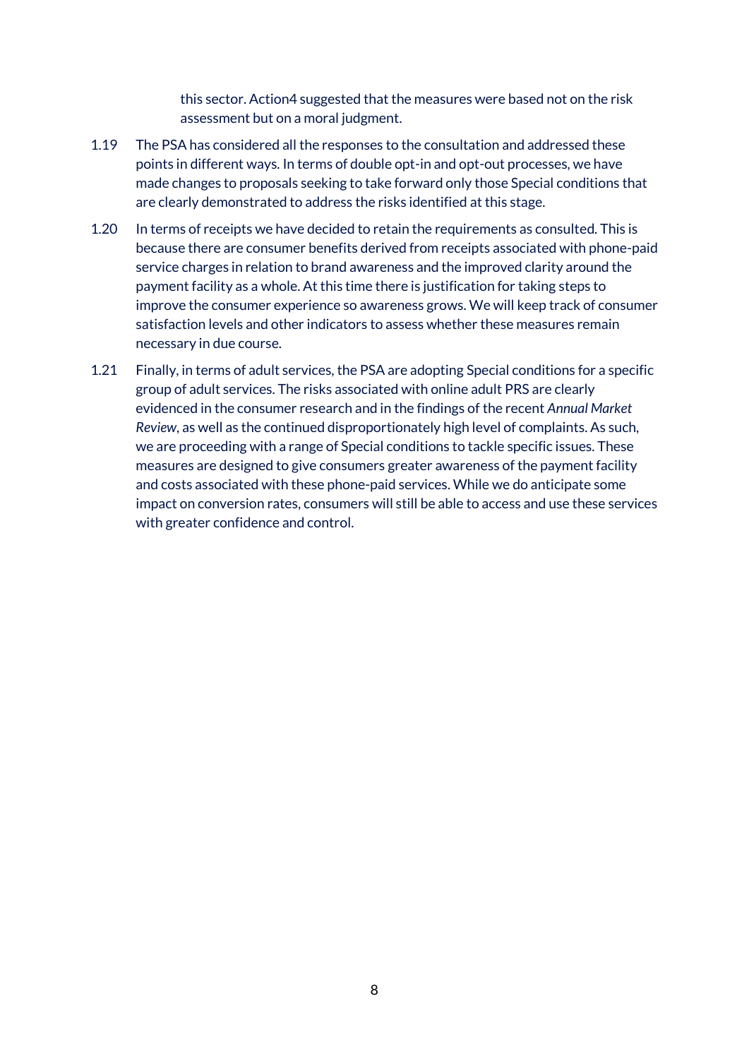this sector. Action4 suggested that the measures were based not on the risk assessment but on a moral judgment.

1.19 The PSA has considered all the responses to the consultation and addressed these points in different ways. In terms of double opt-in and opt-out processes, we have made changes to proposals seeking to take forward only those Special conditions that are clearly demonstrated to address the risks identified at this stage.

1.20 In terms of receipts we have decided to retain the requirements as consulted. This is because there are consumer benefits derived from receipts associated with phone-paid service charges in relation to brand awareness and the improved clarity around the payment facility as a whole. At this time there is justification for taking steps to improve the consumer experience so awareness grows. We will keep track of consumer satisfaction levels and other indicators to assess whether these measures remain necessary in due course.

1.21 Finally, in terms of adult services, the PSA are adopting Special conditions for a specific group of adult services. The risks associated with online adult PRS are clearly evidenced in the consumer research and in the findings of the recent *Annual Market Review*, as well as the continued disproportionately high level of complaints. As such, we are proceeding with a range of Special conditions to tackle specific issues. These measures are designed to give consumers greater awareness of the payment facility and costs associated with these phone-paid services. While we do anticipate some impact on conversion rates, consumers will still be able to access and use these services with greater confidence and control.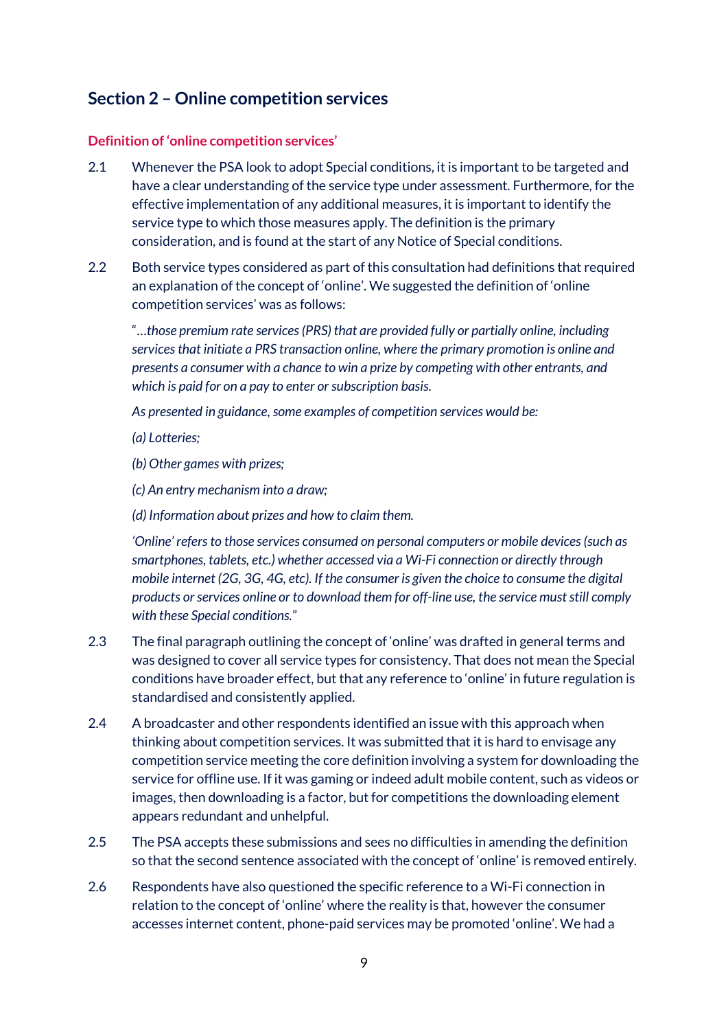## Section 2 – Online competition services

### Definition of 'online competition services'

2.1 Whenever the PSA look to adopt Special conditions, it is important to be targeted and have a clear understanding of the service type under assessment. Furthermore, for the effective implementation of any additional measures, it is important to identify the service type to which those measures apply. The definition is the primary consideration, and is found at the start of any Notice of Special conditions.

2.2 Both service types considered as part of this consultation had definitions that required an explanation of the concept of 'online'. We suggested the definition of 'online competition services' was as follows:

"*…those premium rate services (PRS) that are provided fully or partially online, including services that initiate a PRS transaction online, where the primary promotion is online and presents a consumer with a chance to win a prize by competing with other entrants, and which is paid for on a pay to enter or subscription basis.*

*As presented in guidance, some examples of competition services would be:*

*(a) Lotteries;*

*(b) Other games with prizes;*

*(c) An entry mechanism into a draw;*

*(d) Information about prizes and how to claim them.*

*'Online' refers to those services consumed on personal computers or mobile devices (such as smartphones, tablets, etc.) whether accessed via a Wi-Fi connection or directly through mobile internet (2G, 3G, 4G, etc). If the consumer is given the choice to consume the digital products or services online or to download them for off-line use, the service must still comply with these Special conditions.*"

2.3 The final paragraph outlining the concept of 'online' was drafted in general terms and was designed to cover all service types for consistency. That does not mean the Special conditions have broader effect, but that any reference to 'online' in future regulation is standardised and consistently applied.

2.4 A broadcaster and other respondents identified an issue with this approach when thinking about competition services. It was submitted that it is hard to envisage any competition service meeting the core definition involving a system for downloading the service for offline use. If it was gaming or indeed adult mobile content, such as videos or images, then downloading is a factor, but for competitions the downloading element appears redundant and unhelpful.

2.5 The PSA accepts these submissions and sees no difficulties in amending the definition so that the second sentence associated with the concept of 'online' is removed entirely.

2.6 Respondents have also questioned the specific reference to a Wi-Fi connection in relation to the concept of 'online' where the reality is that, however the consumer accesses internet content, phone-paid services may be promoted 'online'. We had a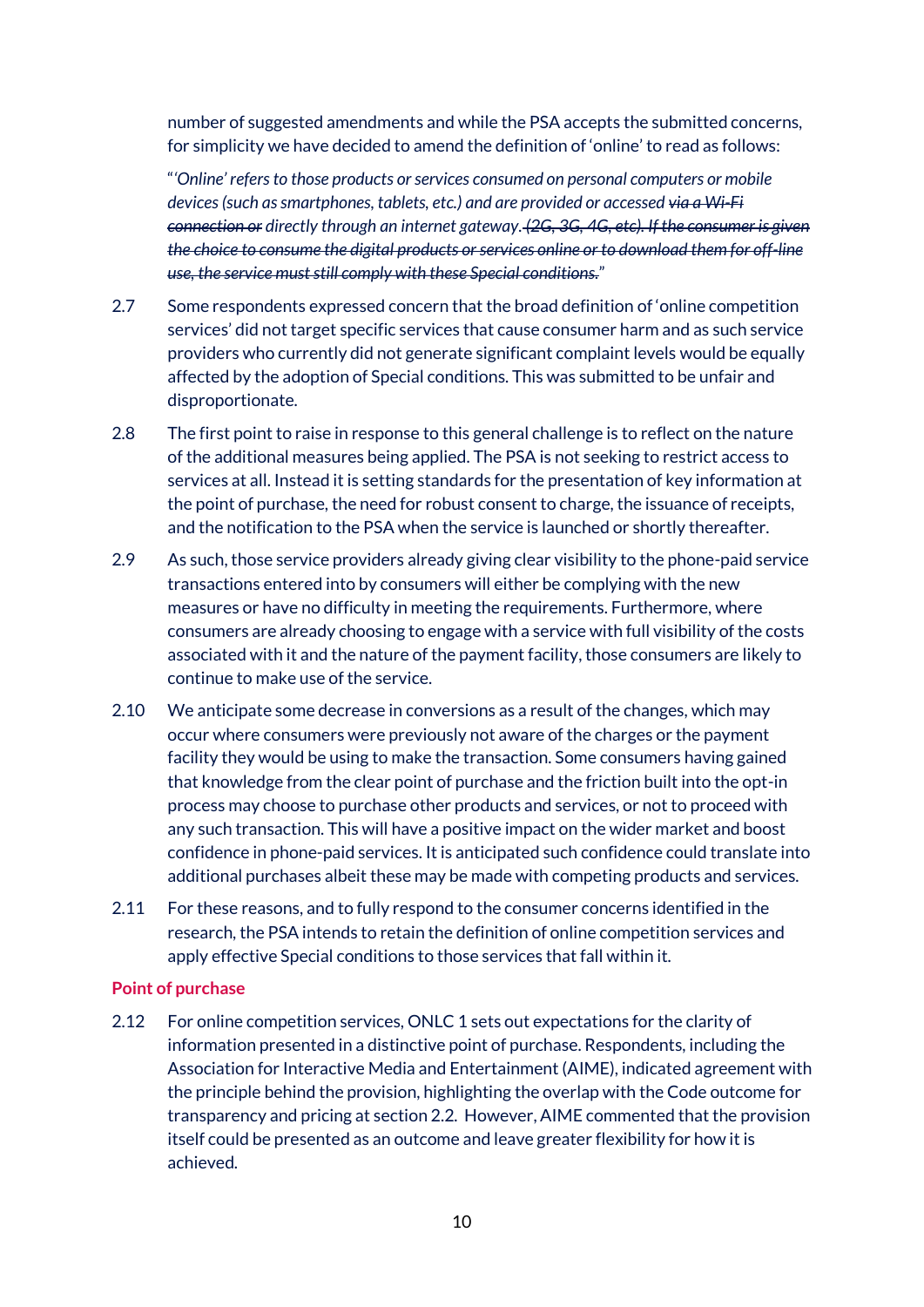number of suggested amendments and while the PSA accepts the submitted concerns, for simplicity we have decided to amend the definition of 'online' to read as follows:

"*'Online' refers to those products or services consumed on personal computers or mobile devices (such as smartphones, tablets, etc.) and are provided or accessed ~~via a Wi-Fi connection or~~ directly through an internet gateway. ~~(2G, 3G, 4G, etc). If the consumer is given the choice to consume the digital products or services online or to download them for off-line use, the service must still comply with these Special conditions.~~*"

2.7 Some respondents expressed concern that the broad definition of 'online competition services' did not target specific services that cause consumer harm and as such service providers who currently did not generate significant complaint levels would be equally affected by the adoption of Special conditions. This was submitted to be unfair and disproportionate.

2.8 The first point to raise in response to this general challenge is to reflect on the nature of the additional measures being applied. The PSA is not seeking to restrict access to services at all. Instead it is setting standards for the presentation of key information at the point of purchase, the need for robust consent to charge, the issuance of receipts, and the notification to the PSA when the service is launched or shortly thereafter.

2.9 As such, those service providers already giving clear visibility to the phone-paid service transactions entered into by consumers will either be complying with the new measures or have no difficulty in meeting the requirements. Furthermore, where consumers are already choosing to engage with a service with full visibility of the costs associated with it and the nature of the payment facility, those consumers are likely to continue to make use of the service.

2.10 We anticipate some decrease in conversions as a result of the changes, which may occur where consumers were previously not aware of the charges or the payment facility they would be using to make the transaction. Some consumers having gained that knowledge from the clear point of purchase and the friction built into the opt-in process may choose to purchase other products and services, or not to proceed with any such transaction. This will have a positive impact on the wider market and boost confidence in phone-paid services. It is anticipated such confidence could translate into additional purchases albeit these may be made with competing products and services.

2.11 For these reasons, and to fully respond to the consumer concerns identified in the research, the PSA intends to retain the definition of online competition services and apply effective Special conditions to those services that fall within it.

### Point of purchase

2.12 For online competition services, ONLC 1 sets out expectations for the clarity of information presented in a distinctive point of purchase. Respondents, including the Association for Interactive Media and Entertainment (AIME), indicated agreement with the principle behind the provision, highlighting the overlap with the Code outcome for transparency and pricing at section 2.2. However, AIME commented that the provision itself could be presented as an outcome and leave greater flexibility for how it is achieved.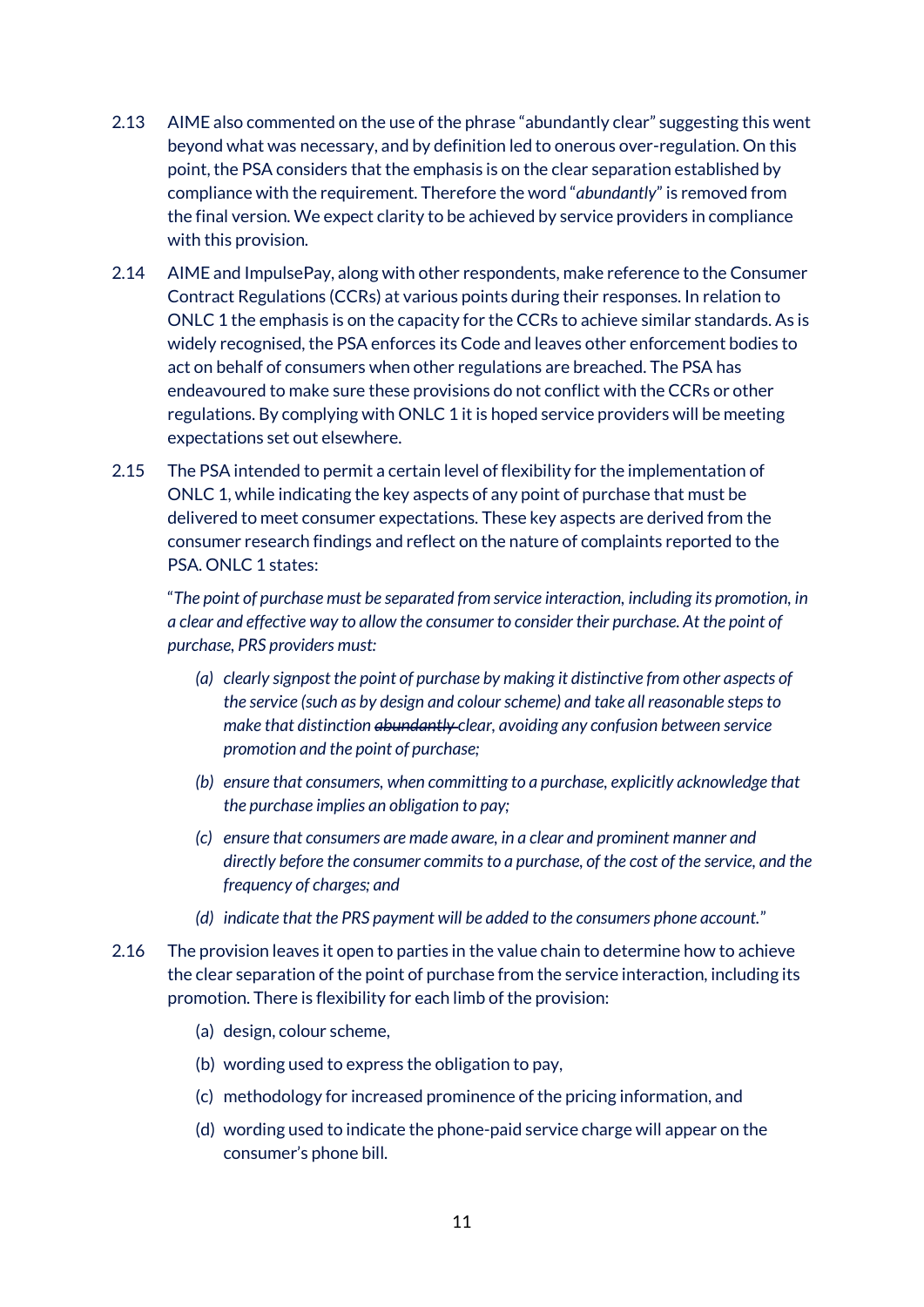2.13 AIME also commented on the use of the phrase "abundantly clear" suggesting this went beyond what was necessary, and by definition led to onerous over-regulation. On this point, the PSA considers that the emphasis is on the clear separation established by compliance with the requirement. Therefore the word "*abundantly*" is removed from the final version. We expect clarity to be achieved by service providers in compliance with this provision.

2.14 AIME and ImpulsePay, along with other respondents, make reference to the Consumer Contract Regulations (CCRs) at various points during their responses. In relation to ONLC 1 the emphasis is on the capacity for the CCRs to achieve similar standards. As is widely recognised, the PSA enforces its Code and leaves other enforcement bodies to act on behalf of consumers when other regulations are breached. The PSA has endeavoured to make sure these provisions do not conflict with the CCRs or other regulations. By complying with ONLC 1 it is hoped service providers will be meeting expectations set out elsewhere.

2.15 The PSA intended to permit a certain level of flexibility for the implementation of ONLC 1, while indicating the key aspects of any point of purchase that must be delivered to meet consumer expectations. These key aspects are derived from the consumer research findings and reflect on the nature of complaints reported to the PSA. ONLC 1 states:

> "*The point of purchase must be separated from service interaction, including its promotion, in a clear and effective way to allow the consumer to consider their purchase. At the point of purchase, PRS providers must:*
>
> *(a) clearly signpost the point of purchase by making it distinctive from other aspects of the service (such as by design and colour scheme) and take all reasonable steps to make that distinction ~~abundantly~~ clear, avoiding any confusion between service promotion and the point of purchase;*
>
> *(b) ensure that consumers, when committing to a purchase, explicitly acknowledge that the purchase implies an obligation to pay;*
>
> *(c) ensure that consumers are made aware, in a clear and prominent manner and directly before the consumer commits to a purchase, of the cost of the service, and the frequency of charges; and*
>
> *(d) indicate that the PRS payment will be added to the consumers phone account.*"

2.16 The provision leaves it open to parties in the value chain to determine how to achieve the clear separation of the point of purchase from the service interaction, including its promotion. There is flexibility for each limb of the provision:

(a) design, colour scheme,

(b) wording used to express the obligation to pay,

(c) methodology for increased prominence of the pricing information, and

(d) wording used to indicate the phone-paid service charge will appear on the consumer's phone bill.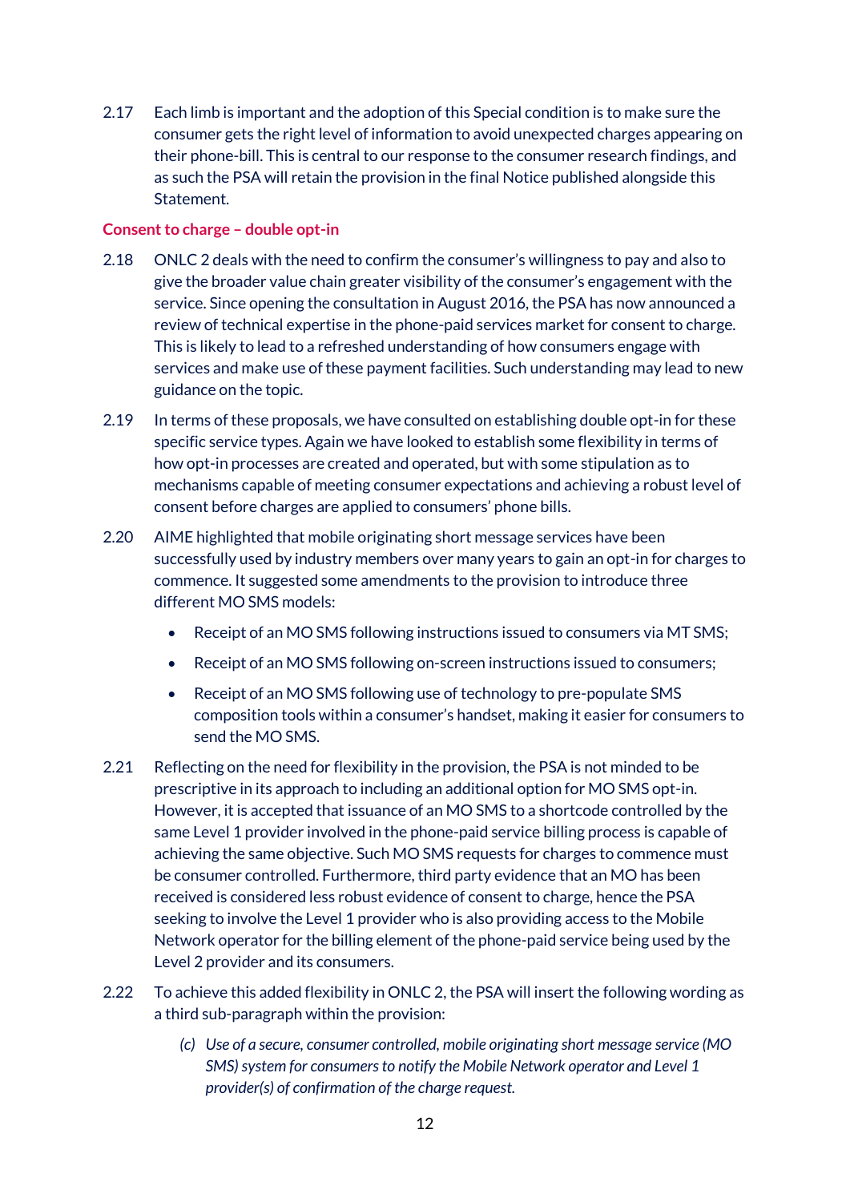2.17 Each limb is important and the adoption of this Special condition is to make sure the consumer gets the right level of information to avoid unexpected charges appearing on their phone-bill. This is central to our response to the consumer research findings, and as such the PSA will retain the provision in the final Notice published alongside this Statement.

### Consent to charge – double opt-in

2.18 ONLC 2 deals with the need to confirm the consumer's willingness to pay and also to give the broader value chain greater visibility of the consumer's engagement with the service. Since opening the consultation in August 2016, the PSA has now announced a review of technical expertise in the phone-paid services market for consent to charge. This is likely to lead to a refreshed understanding of how consumers engage with services and make use of these payment facilities. Such understanding may lead to new guidance on the topic.

2.19 In terms of these proposals, we have consulted on establishing double opt-in for these specific service types. Again we have looked to establish some flexibility in terms of how opt-in processes are created and operated, but with some stipulation as to mechanisms capable of meeting consumer expectations and achieving a robust level of consent before charges are applied to consumers' phone bills.

2.20 AIME highlighted that mobile originating short message services have been successfully used by industry members over many years to gain an opt-in for charges to commence. It suggested some amendments to the provision to introduce three different MO SMS models:

- Receipt of an MO SMS following instructions issued to consumers via MT SMS;
- Receipt of an MO SMS following on-screen instructions issued to consumers;
- Receipt of an MO SMS following use of technology to pre-populate SMS composition tools within a consumer's handset, making it easier for consumers to send the MO SMS.

2.21 Reflecting on the need for flexibility in the provision, the PSA is not minded to be prescriptive in its approach to including an additional option for MO SMS opt-in. However, it is accepted that issuance of an MO SMS to a shortcode controlled by the same Level 1 provider involved in the phone-paid service billing process is capable of achieving the same objective. Such MO SMS requests for charges to commence must be consumer controlled. Furthermore, third party evidence that an MO has been received is considered less robust evidence of consent to charge, hence the PSA seeking to involve the Level 1 provider who is also providing access to the Mobile Network operator for the billing element of the phone-paid service being used by the Level 2 provider and its consumers.

2.22 To achieve this added flexibility in ONLC 2, the PSA will insert the following wording as a third sub-paragraph within the provision:

> *(c) Use of a secure, consumer controlled, mobile originating short message service (MO SMS) system for consumers to notify the Mobile Network operator and Level 1 provider(s) of confirmation of the charge request.*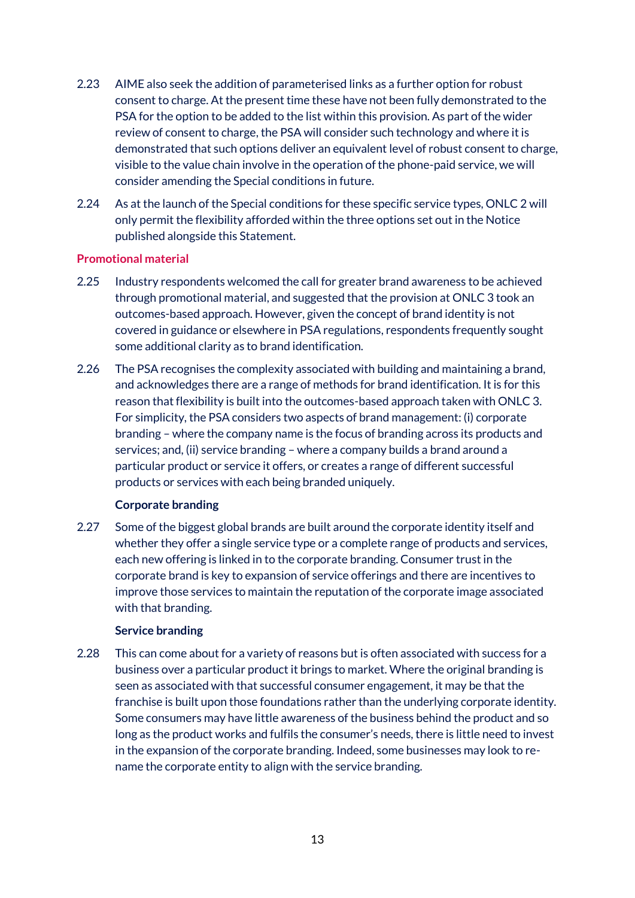2.23 AIME also seek the addition of parameterised links as a further option for robust consent to charge. At the present time these have not been fully demonstrated to the PSA for the option to be added to the list within this provision. As part of the wider review of consent to charge, the PSA will consider such technology and where it is demonstrated that such options deliver an equivalent level of robust consent to charge, visible to the value chain involve in the operation of the phone-paid service, we will consider amending the Special conditions in future.

2.24 As at the launch of the Special conditions for these specific service types, ONLC 2 will only permit the flexibility afforded within the three options set out in the Notice published alongside this Statement.

## Promotional material

2.25 Industry respondents welcomed the call for greater brand awareness to be achieved through promotional material, and suggested that the provision at ONLC 3 took an outcomes-based approach. However, given the concept of brand identity is not covered in guidance or elsewhere in PSA regulations, respondents frequently sought some additional clarity as to brand identification.

2.26 The PSA recognises the complexity associated with building and maintaining a brand, and acknowledges there are a range of methods for brand identification. It is for this reason that flexibility is built into the outcomes-based approach taken with ONLC 3. For simplicity, the PSA considers two aspects of brand management: (i) corporate branding – where the company name is the focus of branding across its products and services; and, (ii) service branding – where a company builds a brand around a particular product or service it offers, or creates a range of different successful products or services with each being branded uniquely.

### Corporate branding

2.27 Some of the biggest global brands are built around the corporate identity itself and whether they offer a single service type or a complete range of products and services, each new offering is linked in to the corporate branding. Consumer trust in the corporate brand is key to expansion of service offerings and there are incentives to improve those services to maintain the reputation of the corporate image associated with that branding.

### Service branding

2.28 This can come about for a variety of reasons but is often associated with success for a business over a particular product it brings to market. Where the original branding is seen as associated with that successful consumer engagement, it may be that the franchise is built upon those foundations rather than the underlying corporate identity. Some consumers may have little awareness of the business behind the product and so long as the product works and fulfils the consumer's needs, there is little need to invest in the expansion of the corporate branding. Indeed, some businesses may look to re-name the corporate entity to align with the service branding.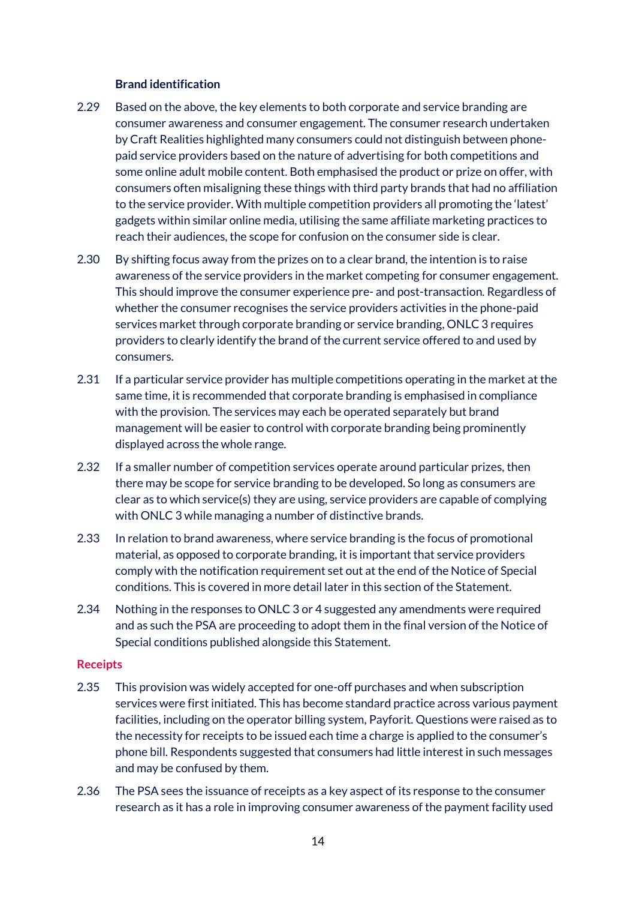### Brand identification

2.29 Based on the above, the key elements to both corporate and service branding are consumer awareness and consumer engagement. The consumer research undertaken by Craft Realities highlighted many consumers could not distinguish between phone-paid service providers based on the nature of advertising for both competitions and some online adult mobile content. Both emphasised the product or prize on offer, with consumers often misaligning these things with third party brands that had no affiliation to the service provider. With multiple competition providers all promoting the 'latest' gadgets within similar online media, utilising the same affiliate marketing practices to reach their audiences, the scope for confusion on the consumer side is clear.

2.30 By shifting focus away from the prizes on to a clear brand, the intention is to raise awareness of the service providers in the market competing for consumer engagement. This should improve the consumer experience pre- and post-transaction. Regardless of whether the consumer recognises the service providers activities in the phone-paid services market through corporate branding or service branding, ONLC 3 requires providers to clearly identify the brand of the current service offered to and used by consumers.

2.31 If a particular service provider has multiple competitions operating in the market at the same time, it is recommended that corporate branding is emphasised in compliance with the provision. The services may each be operated separately but brand management will be easier to control with corporate branding being prominently displayed across the whole range.

2.32 If a smaller number of competition services operate around particular prizes, then there may be scope for service branding to be developed. So long as consumers are clear as to which service(s) they are using, service providers are capable of complying with ONLC 3 while managing a number of distinctive brands.

2.33 In relation to brand awareness, where service branding is the focus of promotional material, as opposed to corporate branding, it is important that service providers comply with the notification requirement set out at the end of the Notice of Special conditions. This is covered in more detail later in this section of the Statement.

2.34 Nothing in the responses to ONLC 3 or 4 suggested any amendments were required and as such the PSA are proceeding to adopt them in the final version of the Notice of Special conditions published alongside this Statement.

## Receipts

2.35 This provision was widely accepted for one-off purchases and when subscription services were first initiated. This has become standard practice across various payment facilities, including on the operator billing system, Payforit. Questions were raised as to the necessity for receipts to be issued each time a charge is applied to the consumer's phone bill. Respondents suggested that consumers had little interest in such messages and may be confused by them.

2.36 The PSA sees the issuance of receipts as a key aspect of its response to the consumer research as it has a role in improving consumer awareness of the payment facility used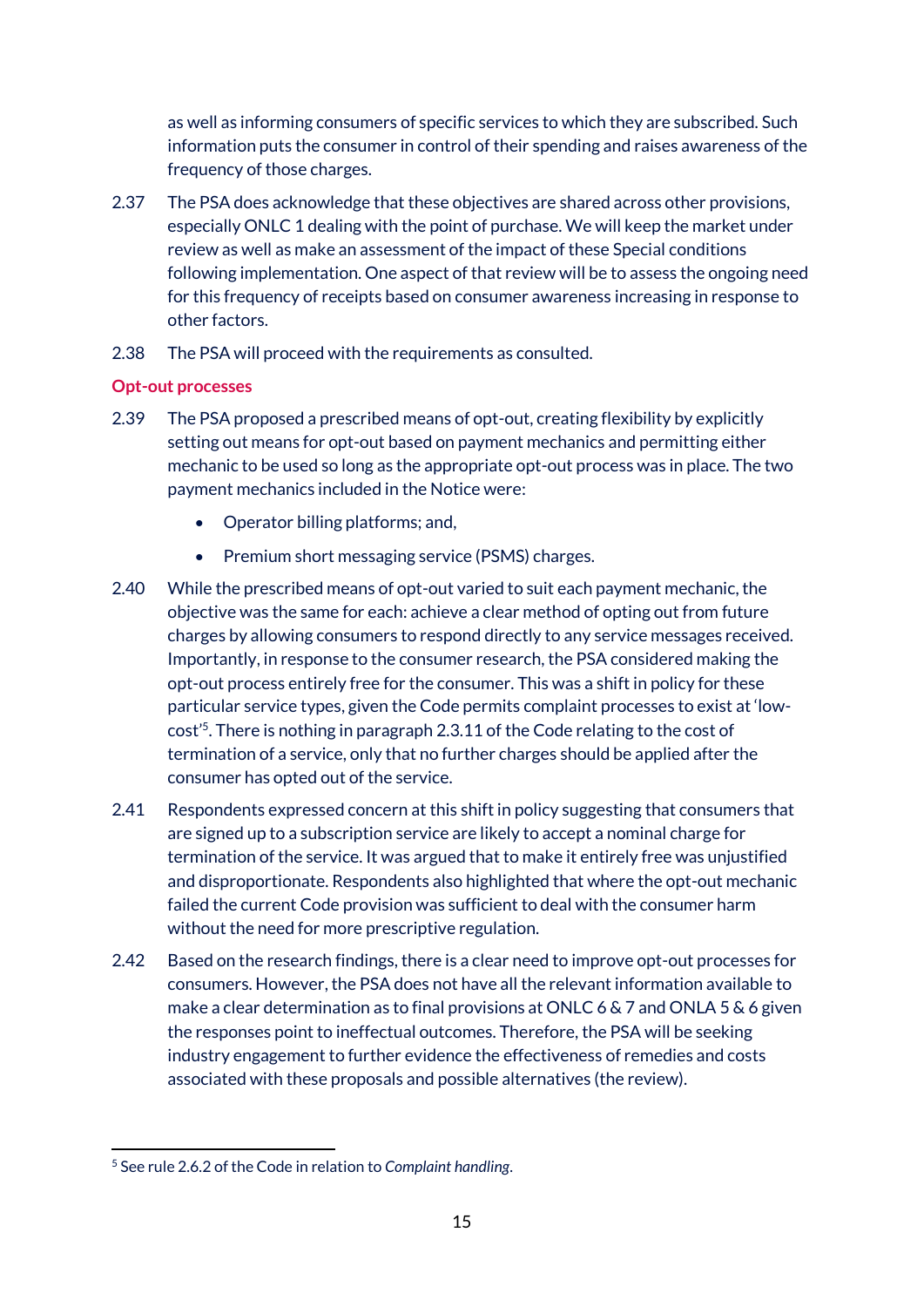as well as informing consumers of specific services to which they are subscribed. Such information puts the consumer in control of their spending and raises awareness of the frequency of those charges.

2.37 The PSA does acknowledge that these objectives are shared across other provisions, especially ONLC 1 dealing with the point of purchase. We will keep the market under review as well as make an assessment of the impact of these Special conditions following implementation. One aspect of that review will be to assess the ongoing need for this frequency of receipts based on consumer awareness increasing in response to other factors.

2.38 The PSA will proceed with the requirements as consulted.

### Opt-out processes

2.39 The PSA proposed a prescribed means of opt-out, creating flexibility by explicitly setting out means for opt-out based on payment mechanics and permitting either mechanic to be used so long as the appropriate opt-out process was in place. The two payment mechanics included in the Notice were:

- Operator billing platforms; and,
- Premium short messaging service (PSMS) charges.

2.40 While the prescribed means of opt-out varied to suit each payment mechanic, the objective was the same for each: achieve a clear method of opting out from future charges by allowing consumers to respond directly to any service messages received. Importantly, in response to the consumer research, the PSA considered making the opt-out process entirely free for the consumer. This was a shift in policy for these particular service types, given the Code permits complaint processes to exist at 'low-cost'[5]. There is nothing in paragraph 2.3.11 of the Code relating to the cost of termination of a service, only that no further charges should be applied after the consumer has opted out of the service.

2.41 Respondents expressed concern at this shift in policy suggesting that consumers that are signed up to a subscription service are likely to accept a nominal charge for termination of the service. It was argued that to make it entirely free was unjustified and disproportionate. Respondents also highlighted that where the opt-out mechanic failed the current Code provision was sufficient to deal with the consumer harm without the need for more prescriptive regulation.

2.42 Based on the research findings, there is a clear need to improve opt-out processes for consumers. However, the PSA does not have all the relevant information available to make a clear determination as to final provisions at ONLC 6 & 7 and ONLA 5 & 6 given the responses point to ineffectual outcomes. Therefore, the PSA will be seeking industry engagement to further evidence the effectiveness of remedies and costs associated with these proposals and possible alternatives (the review).

---

[5] See rule 2.6.2 of the Code in relation to *Complaint handling*.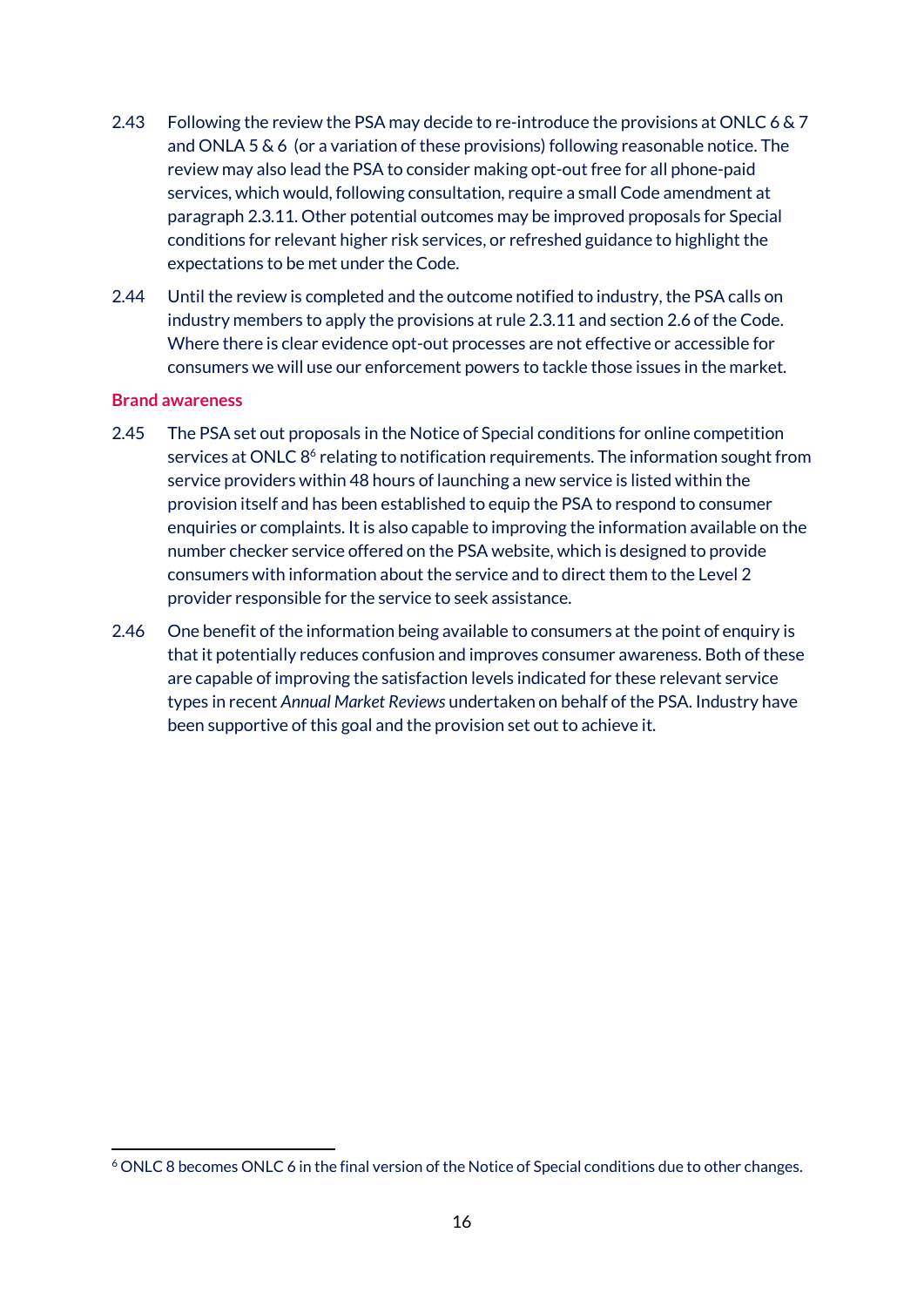2.43 Following the review the PSA may decide to re-introduce the provisions at ONLC 6 & 7 and ONLA 5 & 6 (or a variation of these provisions) following reasonable notice. The review may also lead the PSA to consider making opt-out free for all phone-paid services, which would, following consultation, require a small Code amendment at paragraph 2.3.11. Other potential outcomes may be improved proposals for Special conditions for relevant higher risk services, or refreshed guidance to highlight the expectations to be met under the Code.

2.44 Until the review is completed and the outcome notified to industry, the PSA calls on industry members to apply the provisions at rule 2.3.11 and section 2.6 of the Code. Where there is clear evidence opt-out processes are not effective or accessible for consumers we will use our enforcement powers to tackle those issues in the market.

### Brand awareness

2.45 The PSA set out proposals in the Notice of Special conditions for online competition services at ONLC 8[6] relating to notification requirements. The information sought from service providers within 48 hours of launching a new service is listed within the provision itself and has been established to equip the PSA to respond to consumer enquiries or complaints. It is also capable to improving the information available on the number checker service offered on the PSA website, which is designed to provide consumers with information about the service and to direct them to the Level 2 provider responsible for the service to seek assistance.

2.46 One benefit of the information being available to consumers at the point of enquiry is that it potentially reduces confusion and improves consumer awareness. Both of these are capable of improving the satisfaction levels indicated for these relevant service types in recent *Annual Market Reviews* undertaken on behalf of the PSA. Industry have been supportive of this goal and the provision set out to achieve it.

[6] ONLC 8 becomes ONLC 6 in the final version of the Notice of Special conditions due to other changes.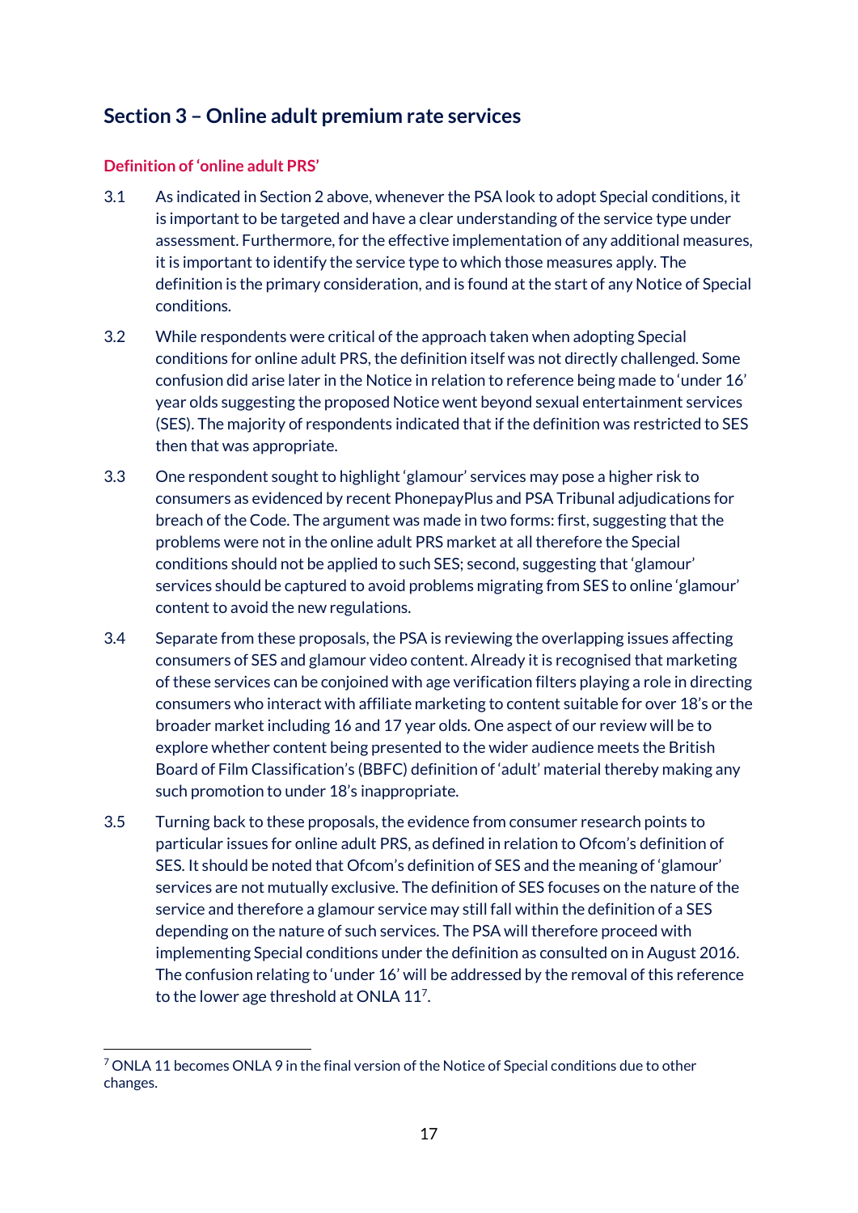## Section 3 – Online adult premium rate services

### Definition of 'online adult PRS'

3.1 As indicated in Section 2 above, whenever the PSA look to adopt Special conditions, it is important to be targeted and have a clear understanding of the service type under assessment. Furthermore, for the effective implementation of any additional measures, it is important to identify the service type to which those measures apply. The definition is the primary consideration, and is found at the start of any Notice of Special conditions.

3.2 While respondents were critical of the approach taken when adopting Special conditions for online adult PRS, the definition itself was not directly challenged. Some confusion did arise later in the Notice in relation to reference being made to 'under 16' year olds suggesting the proposed Notice went beyond sexual entertainment services (SES). The majority of respondents indicated that if the definition was restricted to SES then that was appropriate.

3.3 One respondent sought to highlight 'glamour' services may pose a higher risk to consumers as evidenced by recent PhonepayPlus and PSA Tribunal adjudications for breach of the Code. The argument was made in two forms: first, suggesting that the problems were not in the online adult PRS market at all therefore the Special conditions should not be applied to such SES; second, suggesting that 'glamour' services should be captured to avoid problems migrating from SES to online 'glamour' content to avoid the new regulations.

3.4 Separate from these proposals, the PSA is reviewing the overlapping issues affecting consumers of SES and glamour video content. Already it is recognised that marketing of these services can be conjoined with age verification filters playing a role in directing consumers who interact with affiliate marketing to content suitable for over 18's or the broader market including 16 and 17 year olds. One aspect of our review will be to explore whether content being presented to the wider audience meets the British Board of Film Classification's (BBFC) definition of 'adult' material thereby making any such promotion to under 18's inappropriate.

3.5 Turning back to these proposals, the evidence from consumer research points to particular issues for online adult PRS, as defined in relation to Ofcom's definition of SES. It should be noted that Ofcom's definition of SES and the meaning of 'glamour' services are not mutually exclusive. The definition of SES focuses on the nature of the service and therefore a glamour service may still fall within the definition of a SES depending on the nature of such services. The PSA will therefore proceed with implementing Special conditions under the definition as consulted on in August 2016. The confusion relating to 'under 16' will be addressed by the removal of this reference to the lower age threshold at ONLA 11[7].

[7] ONLA 11 becomes ONLA 9 in the final version of the Notice of Special conditions due to other changes.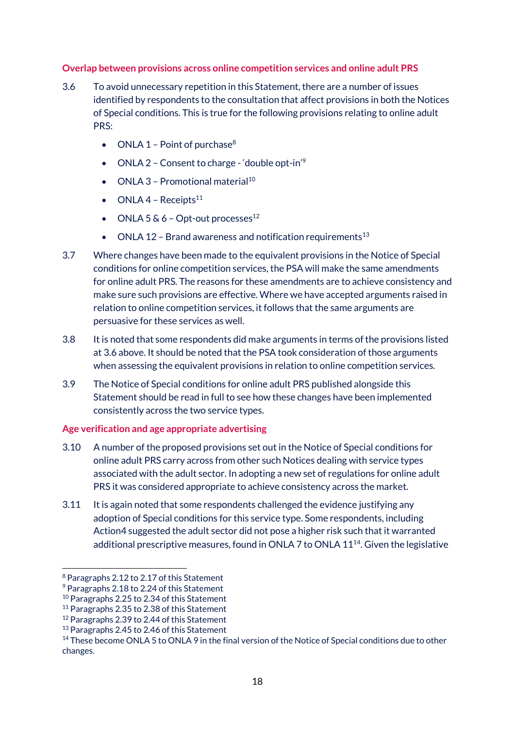### Overlap between provisions across online competition services and online adult PRS

3.6 To avoid unnecessary repetition in this Statement, there are a number of issues identified by respondents to the consultation that affect provisions in both the Notices of Special conditions. This is true for the following provisions relating to online adult PRS:

- ONLA 1 – Point of purchase[8]
- ONLA 2 – Consent to charge - 'double opt-in'[9]
- ONLA 3 – Promotional material[10]
- ONLA 4 – Receipts[11]
- ONLA 5 & 6 – Opt-out processes[12]
- ONLA 12 – Brand awareness and notification requirements[13]

3.7 Where changes have been made to the equivalent provisions in the Notice of Special conditions for online competition services, the PSA will make the same amendments for online adult PRS. The reasons for these amendments are to achieve consistency and make sure such provisions are effective. Where we have accepted arguments raised in relation to online competition services, it follows that the same arguments are persuasive for these services as well.

3.8 It is noted that some respondents did make arguments in terms of the provisions listed at 3.6 above. It should be noted that the PSA took consideration of those arguments when assessing the equivalent provisions in relation to online competition services.

3.9 The Notice of Special conditions for online adult PRS published alongside this Statement should be read in full to see how these changes have been implemented consistently across the two service types.

### Age verification and age appropriate advertising

3.10 A number of the proposed provisions set out in the Notice of Special conditions for online adult PRS carry across from other such Notices dealing with service types associated with the adult sector. In adopting a new set of regulations for online adult PRS it was considered appropriate to achieve consistency across the market.

3.11 It is again noted that some respondents challenged the evidence justifying any adoption of Special conditions for this service type. Some respondents, including Action4 suggested the adult sector did not pose a higher risk such that it warranted additional prescriptive measures, found in ONLA 7 to ONLA 11[14]. Given the legislative

---

[8] Paragraphs 2.12 to 2.17 of this Statement
[9] Paragraphs 2.18 to 2.24 of this Statement
[10] Paragraphs 2.25 to 2.34 of this Statement
[11] Paragraphs 2.35 to 2.38 of this Statement
[12] Paragraphs 2.39 to 2.44 of this Statement
[13] Paragraphs 2.45 to 2.46 of this Statement
[14] These become ONLA 5 to ONLA 9 in the final version of the Notice of Special conditions due to other changes.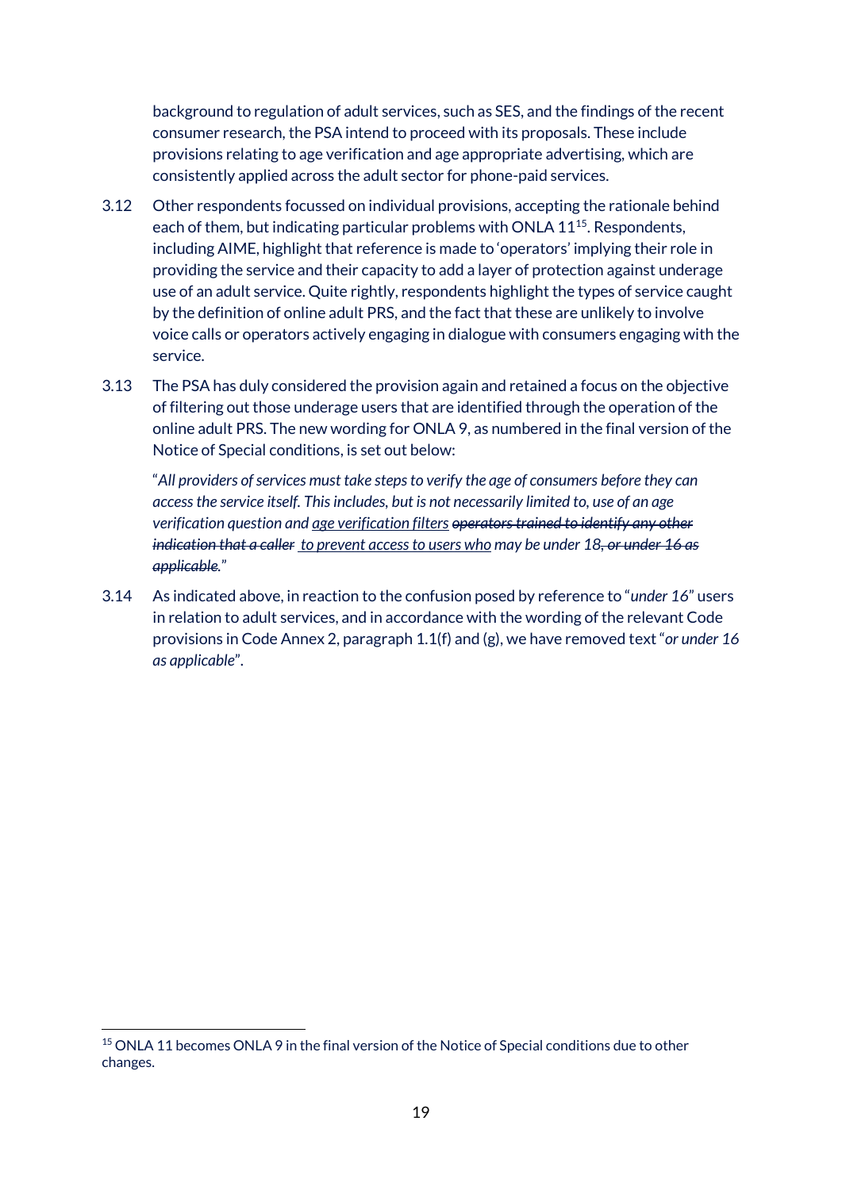background to regulation of adult services, such as SES, and the findings of the recent consumer research, the PSA intend to proceed with its proposals. These include provisions relating to age verification and age appropriate advertising, which are consistently applied across the adult sector for phone-paid services.

3.12 Other respondents focussed on individual provisions, accepting the rationale behind each of them, but indicating particular problems with ONLA 11[15]. Respondents, including AIME, highlight that reference is made to 'operators' implying their role in providing the service and their capacity to add a layer of protection against underage use of an adult service. Quite rightly, respondents highlight the types of service caught by the definition of online adult PRS, and the fact that these are unlikely to involve voice calls or operators actively engaging in dialogue with consumers engaging with the service.

3.13 The PSA has duly considered the provision again and retained a focus on the objective of filtering out those underage users that are identified through the operation of the online adult PRS. The new wording for ONLA 9, as numbered in the final version of the Notice of Special conditions, is set out below:

"*All providers of services must take steps to verify the age of consumers before they can access the service itself. This includes, but is not necessarily limited to, use of an age verification question and <u>age verification filters</u> ~~operators trained to identify any other indication that a caller~~ <u>to prevent access to users who</u> may be under 18~~, or under 16 as applicable~~.*"

3.14 As indicated above, in reaction to the confusion posed by reference to "*under 16*" users in relation to adult services, and in accordance with the wording of the relevant Code provisions in Code Annex 2, paragraph 1.1(f) and (g), we have removed text "*or under 16 as applicable*".

---

[15] ONLA 11 becomes ONLA 9 in the final version of the Notice of Special conditions due to other changes.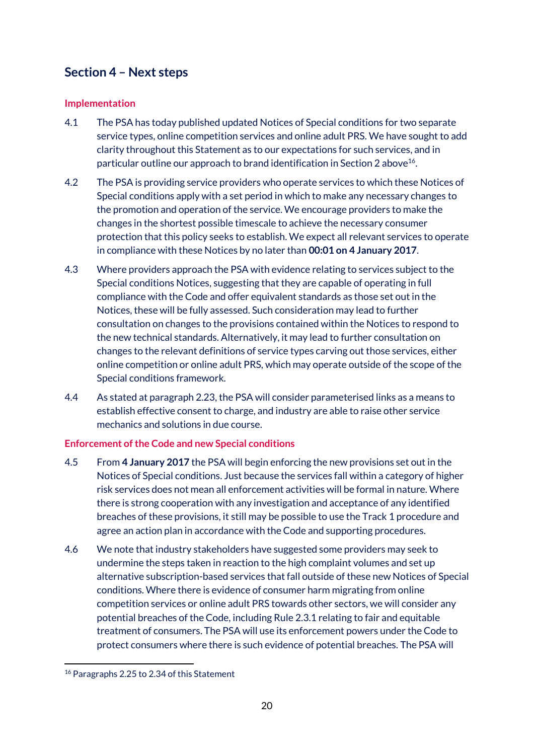## Section 4 – Next steps

### Implementation

4.1 The PSA has today published updated Notices of Special conditions for two separate service types, online competition services and online adult PRS. We have sought to add clarity throughout this Statement as to our expectations for such services, and in particular outline our approach to brand identification in Section 2 above[16].

4.2 The PSA is providing service providers who operate services to which these Notices of Special conditions apply with a set period in which to make any necessary changes to the promotion and operation of the service. We encourage providers to make the changes in the shortest possible timescale to achieve the necessary consumer protection that this policy seeks to establish. We expect all relevant services to operate in compliance with these Notices by no later than **00:01 on 4 January 2017**.

4.3 Where providers approach the PSA with evidence relating to services subject to the Special conditions Notices, suggesting that they are capable of operating in full compliance with the Code and offer equivalent standards as those set out in the Notices, these will be fully assessed. Such consideration may lead to further consultation on changes to the provisions contained within the Notices to respond to the new technical standards. Alternatively, it may lead to further consultation on changes to the relevant definitions of service types carving out those services, either online competition or online adult PRS, which may operate outside of the scope of the Special conditions framework.

4.4 As stated at paragraph 2.23, the PSA will consider parameterised links as a means to establish effective consent to charge, and industry are able to raise other service mechanics and solutions in due course.

### Enforcement of the Code and new Special conditions

4.5 From **4 January 2017** the PSA will begin enforcing the new provisions set out in the Notices of Special conditions. Just because the services fall within a category of higher risk services does not mean all enforcement activities will be formal in nature. Where there is strong cooperation with any investigation and acceptance of any identified breaches of these provisions, it still may be possible to use the Track 1 procedure and agree an action plan in accordance with the Code and supporting procedures.

4.6 We note that industry stakeholders have suggested some providers may seek to undermine the steps taken in reaction to the high complaint volumes and set up alternative subscription-based services that fall outside of these new Notices of Special conditions. Where there is evidence of consumer harm migrating from online competition services or online adult PRS towards other sectors, we will consider any potential breaches of the Code, including Rule 2.3.1 relating to fair and equitable treatment of consumers. The PSA will use its enforcement powers under the Code to protect consumers where there is such evidence of potential breaches. The PSA will

---

[16] Paragraphs 2.25 to 2.34 of this Statement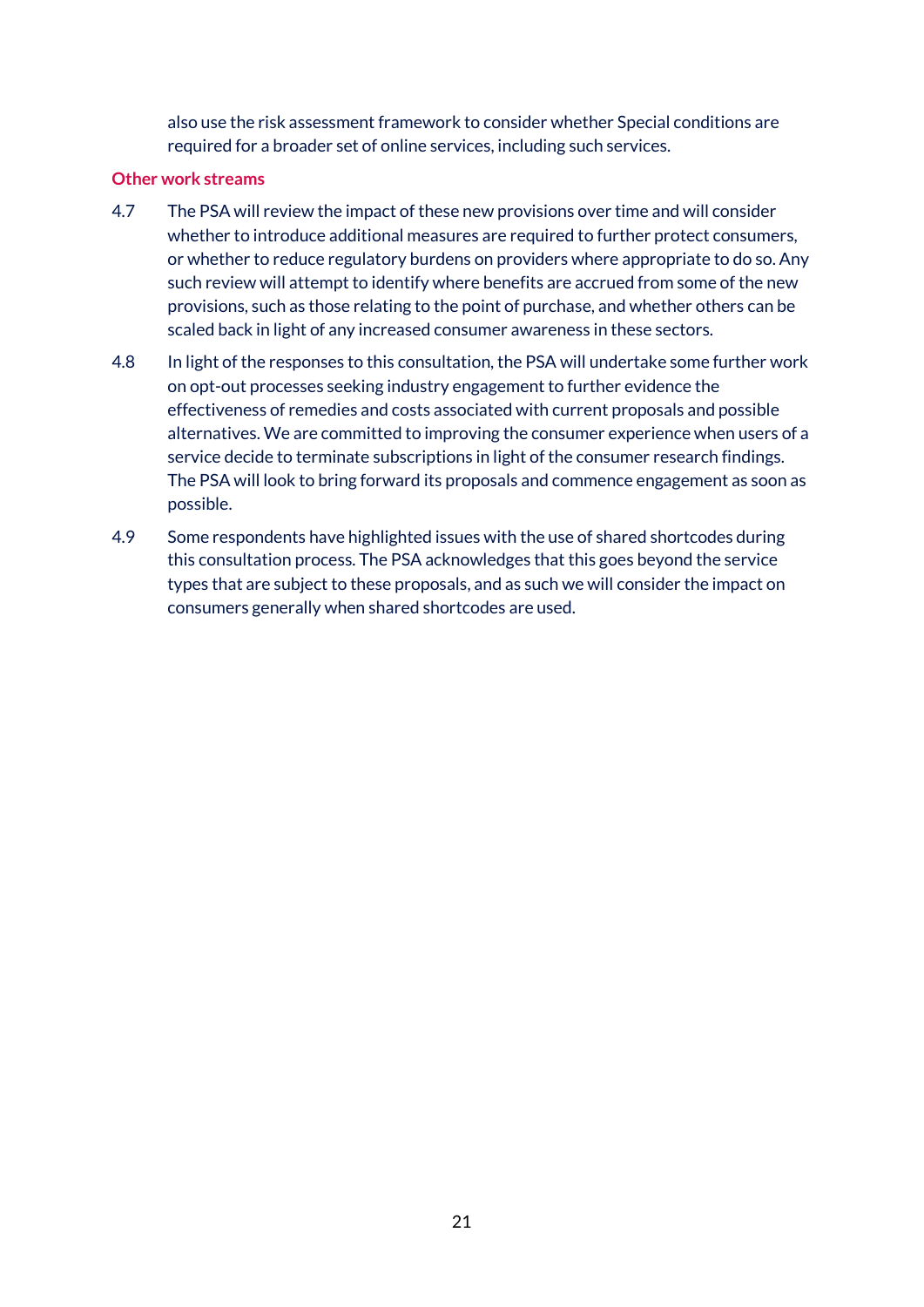also use the risk assessment framework to consider whether Special conditions are required for a broader set of online services, including such services.

### Other work streams

4.7 The PSA will review the impact of these new provisions over time and will consider whether to introduce additional measures are required to further protect consumers, or whether to reduce regulatory burdens on providers where appropriate to do so. Any such review will attempt to identify where benefits are accrued from some of the new provisions, such as those relating to the point of purchase, and whether others can be scaled back in light of any increased consumer awareness in these sectors.

4.8 In light of the responses to this consultation, the PSA will undertake some further work on opt-out processes seeking industry engagement to further evidence the effectiveness of remedies and costs associated with current proposals and possible alternatives. We are committed to improving the consumer experience when users of a service decide to terminate subscriptions in light of the consumer research findings. The PSA will look to bring forward its proposals and commence engagement as soon as possible.

4.9 Some respondents have highlighted issues with the use of shared shortcodes during this consultation process. The PSA acknowledges that this goes beyond the service types that are subject to these proposals, and as such we will consider the impact on consumers generally when shared shortcodes are used.